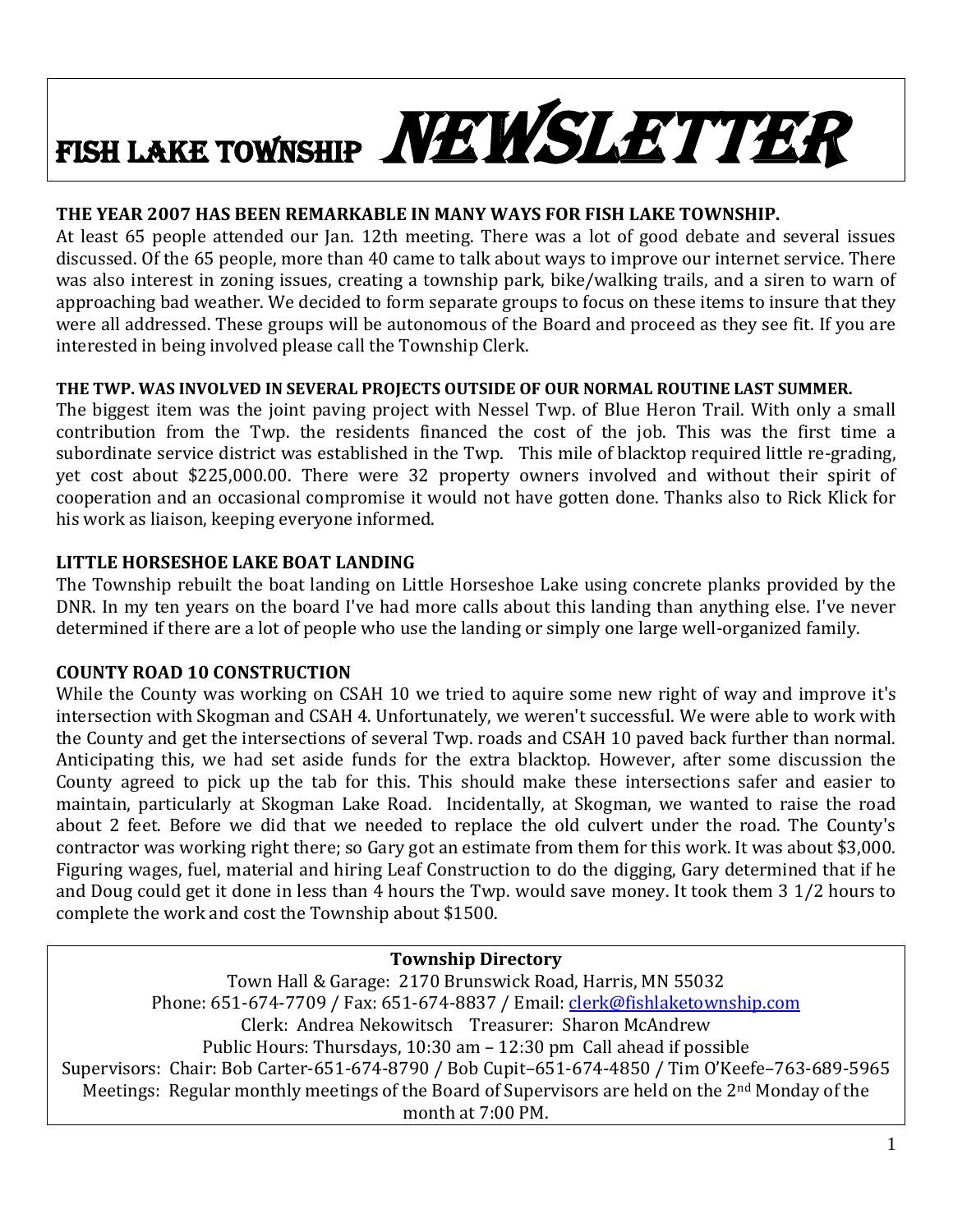# FISH LAKE TOWNSHIP NEWSLETTER

**THE YEAR 2007 HAS BEEN REMARKABLE IN MANY WAYS FOR FISH LAKE TOWNSHIP.**

At least 65 people attended our Jan. 12th meeting. There was a lot of good debate and several issues discussed. Of the 65 people, more than 40 came to talk about ways to improve our internet service. There was also interest in zoning issues, creating a township park, bike/walking trails, and a siren to warn of approaching bad weather. We decided to form separate groups to focus on these items to insure that they were all addressed. These groups will be autonomous of the Board and proceed as they see fit. If you are interested in being involved please call the Township Clerk.

**THE TWP. WAS INVOLVED IN SEVERAL PROJECTS OUTSIDE OF OUR NORMAL ROUTINE LAST SUMMER.**

The biggest item was the joint paving project with Nessel Twp. of Blue Heron Trail. With only a small contribution from the Twp. the residents financed the cost of the job. This was the first time a subordinate service district was established in the Twp. This mile of blacktop required little re-grading, yet cost about $225,000.00. There were 32 property owners involved and without their spirit of cooperation and an occasional compromise it would not have gotten done. Thanks also to Rick Klick for his work as liaison, keeping everyone informed.

**LITTLE HORSESHOE LAKE BOAT LANDING**

The Township rebuilt the boat landing on Little Horseshoe Lake using concrete planks provided by the DNR. In my ten years on the board I've had more calls about this landing than anything else. I've never determined if there are a lot of people who use the landing or simply one large well-organized family.

**COUNTY ROAD 10 CONSTRUCTION**

While the County was working on CSAH 10 we tried to aquire some new right of way and improve it's intersection with Skogman and CSAH 4. Unfortunately, we weren't successful. We were able to work with the County and get the intersections of several Twp. roads and CSAH 10 paved back further than normal. Anticipating this, we had set aside funds for the extra blacktop. However, after some discussion the County agreed to pick up the tab for this. This should make these intersections safer and easier to maintain, particularly at Skogman Lake Road. Incidentally, at Skogman, we wanted to raise the road about 2 feet. Before we did that we needed to replace the old culvert under the road. The County's contractor was working right there; so Gary got an estimate from them for this work. It was about $3,000. Figuring wages, fuel, material and hiring Leaf Construction to do the digging, Gary determined that if he and Doug could get it done in less than 4 hours the Twp. would save money. It took them 3 1/2 hours to complete the work and cost the Township about $1500.

**Township Directory**

Town Hall & Garage: 2170 Brunswick Road, Harris, MN 55032
Phone: 651-674-7709 / Fax: 651-674-8837 / Email: clerk@fishlaketownship.com
Clerk: Andrea Nekowitsch Treasurer: Sharon McAndrew
Public Hours: Thursdays, 10:30 am – 12:30 pm Call ahead if possible
Supervisors: Chair: Bob Carter-651-674-8790 / Bob Cupit–651-674-4850 / Tim O'Keefe–763-689-5965
Meetings: Regular monthly meetings of the Board of Supervisors are held on the 2nd Monday of the month at 7:00 PM.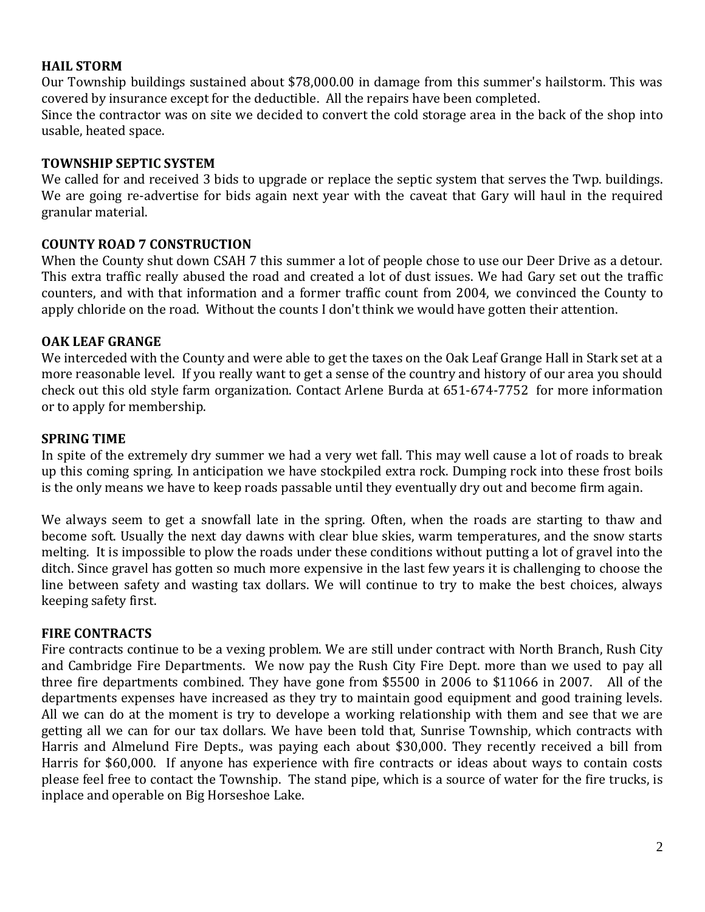## HAIL STORM

Our Township buildings sustained about $78,000.00 in damage from this summer's hailstorm. This was covered by insurance except for the deductible. All the repairs have been completed.

Since the contractor was on site we decided to convert the cold storage area in the back of the shop into usable, heated space.

## TOWNSHIP SEPTIC SYSTEM

We called for and received 3 bids to upgrade or replace the septic system that serves the Twp. buildings. We are going re-advertise for bids again next year with the caveat that Gary will haul in the required granular material.

## COUNTY ROAD 7 CONSTRUCTION

When the County shut down CSAH 7 this summer a lot of people chose to use our Deer Drive as a detour. This extra traffic really abused the road and created a lot of dust issues. We had Gary set out the traffic counters, and with that information and a former traffic count from 2004, we convinced the County to apply chloride on the road. Without the counts I don't think we would have gotten their attention.

## OAK LEAF GRANGE

We interceded with the County and were able to get the taxes on the Oak Leaf Grange Hall in Stark set at a more reasonable level. If you really want to get a sense of the country and history of our area you should check out this old style farm organization. Contact Arlene Burda at 651-674-7752 for more information or to apply for membership.

## SPRING TIME

In spite of the extremely dry summer we had a very wet fall. This may well cause a lot of roads to break up this coming spring. In anticipation we have stockpiled extra rock. Dumping rock into these frost boils is the only means we have to keep roads passable until they eventually dry out and become firm again.

We always seem to get a snowfall late in the spring. Often, when the roads are starting to thaw and become soft. Usually the next day dawns with clear blue skies, warm temperatures, and the snow starts melting. It is impossible to plow the roads under these conditions without putting a lot of gravel into the ditch. Since gravel has gotten so much more expensive in the last few years it is challenging to choose the line between safety and wasting tax dollars. We will continue to try to make the best choices, always keeping safety first.

## FIRE CONTRACTS

Fire contracts continue to be a vexing problem. We are still under contract with North Branch, Rush City and Cambridge Fire Departments. We now pay the Rush City Fire Dept. more than we used to pay all three fire departments combined. They have gone from $5500 in 2006 to $11066 in 2007. All of the departments expenses have increased as they try to maintain good equipment and good training levels. All we can do at the moment is try to develope a working relationship with them and see that we are getting all we can for our tax dollars. We have been told that, Sunrise Township, which contracts with Harris and Almelund Fire Depts., was paying each about $30,000. They recently received a bill from Harris for $60,000. If anyone has experience with fire contracts or ideas about ways to contain costs please feel free to contact the Township. The stand pipe, which is a source of water for the fire trucks, is inplace and operable on Big Horseshoe Lake.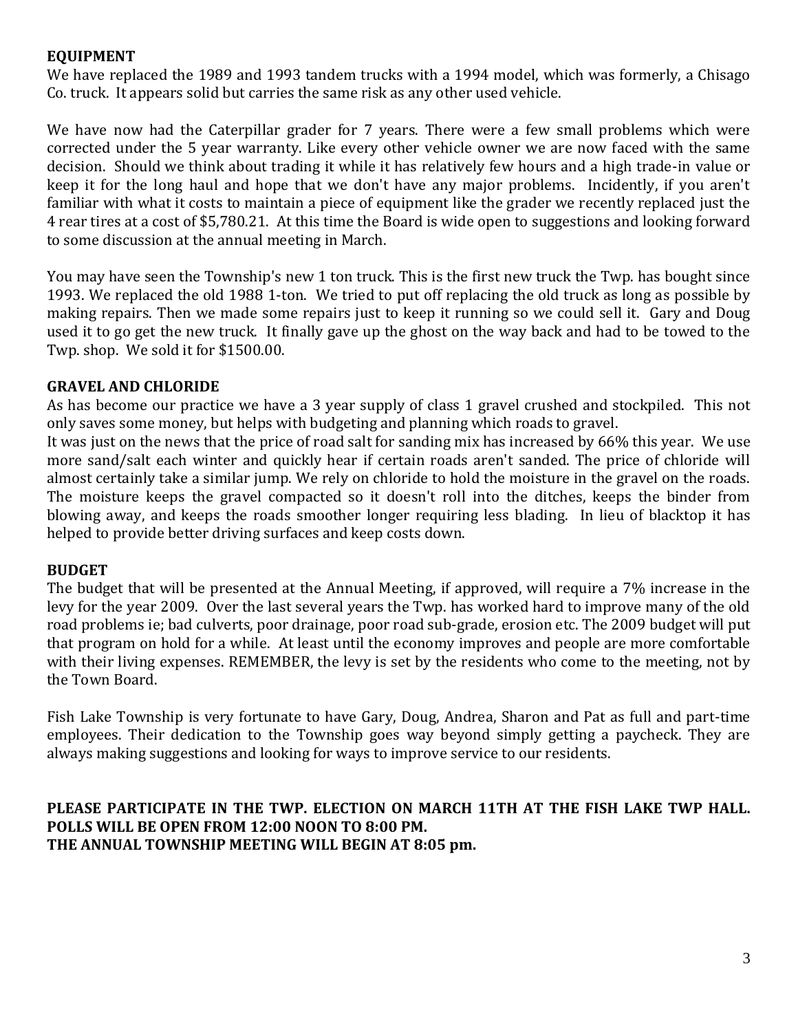**EQUIPMENT**

We have replaced the 1989 and 1993 tandem trucks with a 1994 model, which was formerly, a Chisago Co. truck. It appears solid but carries the same risk as any other used vehicle.

We have now had the Caterpillar grader for 7 years. There were a few small problems which were corrected under the 5 year warranty. Like every other vehicle owner we are now faced with the same decision. Should we think about trading it while it has relatively few hours and a high trade-in value or keep it for the long haul and hope that we don't have any major problems. Incidently, if you aren't familiar with what it costs to maintain a piece of equipment like the grader we recently replaced just the 4 rear tires at a cost of $5,780.21. At this time the Board is wide open to suggestions and looking forward to some discussion at the annual meeting in March.

You may have seen the Township's new 1 ton truck. This is the first new truck the Twp. has bought since 1993. We replaced the old 1988 1-ton. We tried to put off replacing the old truck as long as possible by making repairs. Then we made some repairs just to keep it running so we could sell it. Gary and Doug used it to go get the new truck. It finally gave up the ghost on the way back and had to be towed to the Twp. shop. We sold it for $1500.00.

**GRAVEL AND CHLORIDE**

As has become our practice we have a 3 year supply of class 1 gravel crushed and stockpiled. This not only saves some money, but helps with budgeting and planning which roads to gravel.

It was just on the news that the price of road salt for sanding mix has increased by 66% this year. We use more sand/salt each winter and quickly hear if certain roads aren't sanded. The price of chloride will almost certainly take a similar jump. We rely on chloride to hold the moisture in the gravel on the roads. The moisture keeps the gravel compacted so it doesn't roll into the ditches, keeps the binder from blowing away, and keeps the roads smoother longer requiring less blading. In lieu of blacktop it has helped to provide better driving surfaces and keep costs down.

**BUDGET**

The budget that will be presented at the Annual Meeting, if approved, will require a 7% increase in the levy for the year 2009. Over the last several years the Twp. has worked hard to improve many of the old road problems ie; bad culverts, poor drainage, poor road sub-grade, erosion etc. The 2009 budget will put that program on hold for a while. At least until the economy improves and people are more comfortable with their living expenses. REMEMBER, the levy is set by the residents who come to the meeting, not by the Town Board.

Fish Lake Township is very fortunate to have Gary, Doug, Andrea, Sharon and Pat as full and part-time employees. Their dedication to the Township goes way beyond simply getting a paycheck. They are always making suggestions and looking for ways to improve service to our residents.

**PLEASE PARTICIPATE IN THE TWP. ELECTION ON MARCH 11TH AT THE FISH LAKE TWP HALL.**
**POLLS WILL BE OPEN FROM 12:00 NOON TO 8:00 PM.**
**THE ANNUAL TOWNSHIP MEETING WILL BEGIN AT 8:05 pm.**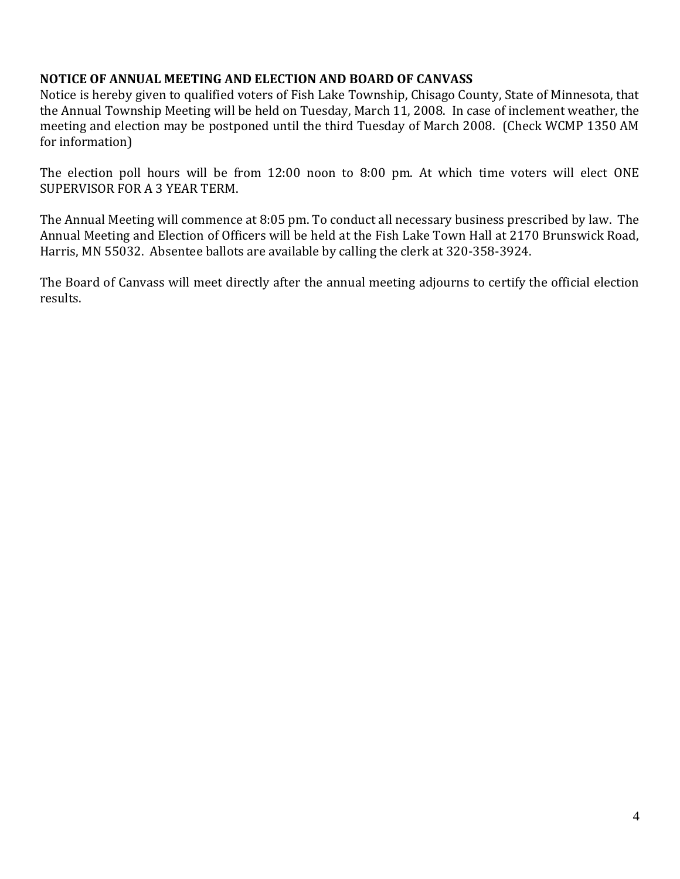**NOTICE OF ANNUAL MEETING AND ELECTION AND BOARD OF CANVASS**

Notice is hereby given to qualified voters of Fish Lake Township, Chisago County, State of Minnesota, that the Annual Township Meeting will be held on Tuesday, March 11, 2008. In case of inclement weather, the meeting and election may be postponed until the third Tuesday of March 2008. (Check WCMP 1350 AM for information)

The election poll hours will be from 12:00 noon to 8:00 pm. At which time voters will elect ONE SUPERVISOR FOR A 3 YEAR TERM.

The Annual Meeting will commence at 8:05 pm. To conduct all necessary business prescribed by law. The Annual Meeting and Election of Officers will be held at the Fish Lake Town Hall at 2170 Brunswick Road, Harris, MN 55032. Absentee ballots are available by calling the clerk at 320-358-3924.

The Board of Canvass will meet directly after the annual meeting adjourns to certify the official election results.